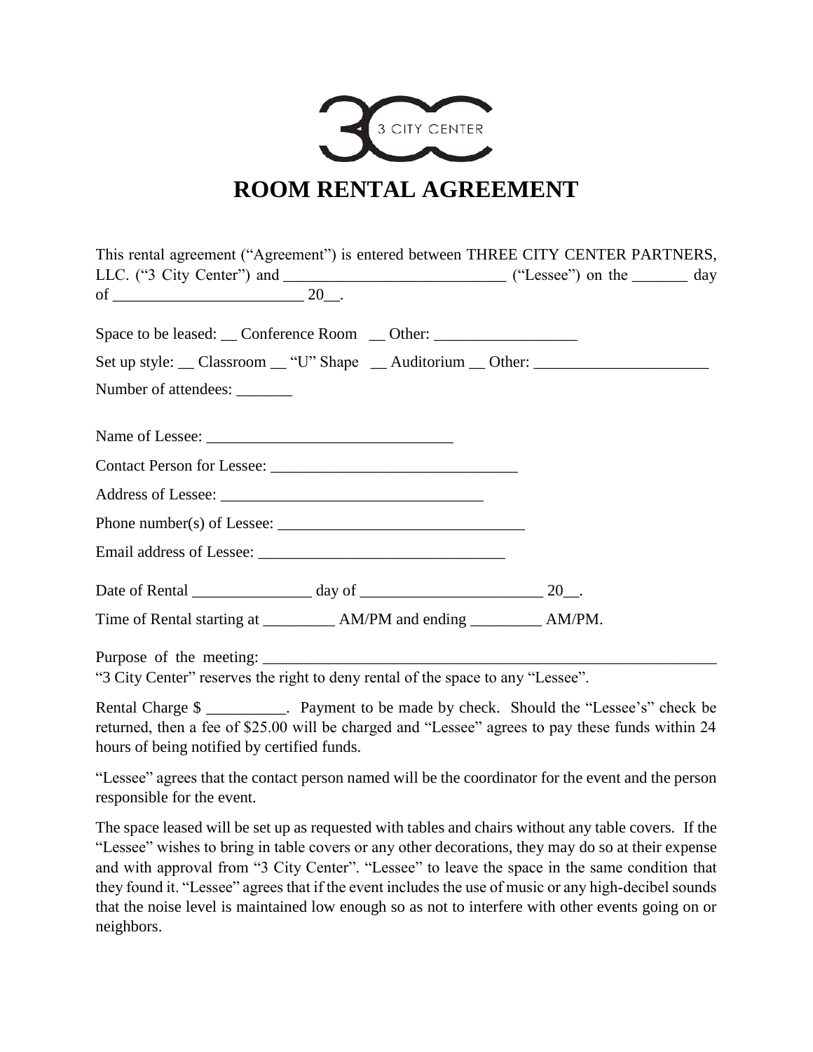3 CITY CENTER

# ROOM RENTAL AGREEMENT

This rental agreement ("Agreement") is entered between THREE CITY CENTER PARTNERS, LLC. ("3 City Center") and ____________________________ ("Lessee") on the _______ day of ________________________ 20__.

Space to be leased: __ Conference Room __ Other: __________________

Set up style: __ Classroom __ "U" Shape __ Auditorium __ Other: ______________________

Number of attendees: _______

Name of Lessee: _______________________________

Contact Person for Lessee: _______________________________

Address of Lessee: _________________________________

Phone number(s) of Lessee: _______________________________

Email address of Lessee: _______________________________

Date of Rental _______________ day of _______________________ 20__.

Time of Rental starting at _________ AM/PM and ending _________ AM/PM.

Purpose of the meeting: ___________________________________________________________

"3 City Center" reserves the right to deny rental of the space to any "Lessee".

Rental Charge $ __________. Payment to be made by check. Should the "Lessee's" check be returned, then a fee of $25.00 will be charged and "Lessee" agrees to pay these funds within 24 hours of being notified by certified funds.

"Lessee" agrees that the contact person named will be the coordinator for the event and the person responsible for the event.

The space leased will be set up as requested with tables and chairs without any table covers. If the "Lessee" wishes to bring in table covers or any other decorations, they may do so at their expense and with approval from "3 City Center". "Lessee" to leave the space in the same condition that they found it. "Lessee" agrees that if the event includes the use of music or any high-decibel sounds that the noise level is maintained low enough so as not to interfere with other events going on or neighbors.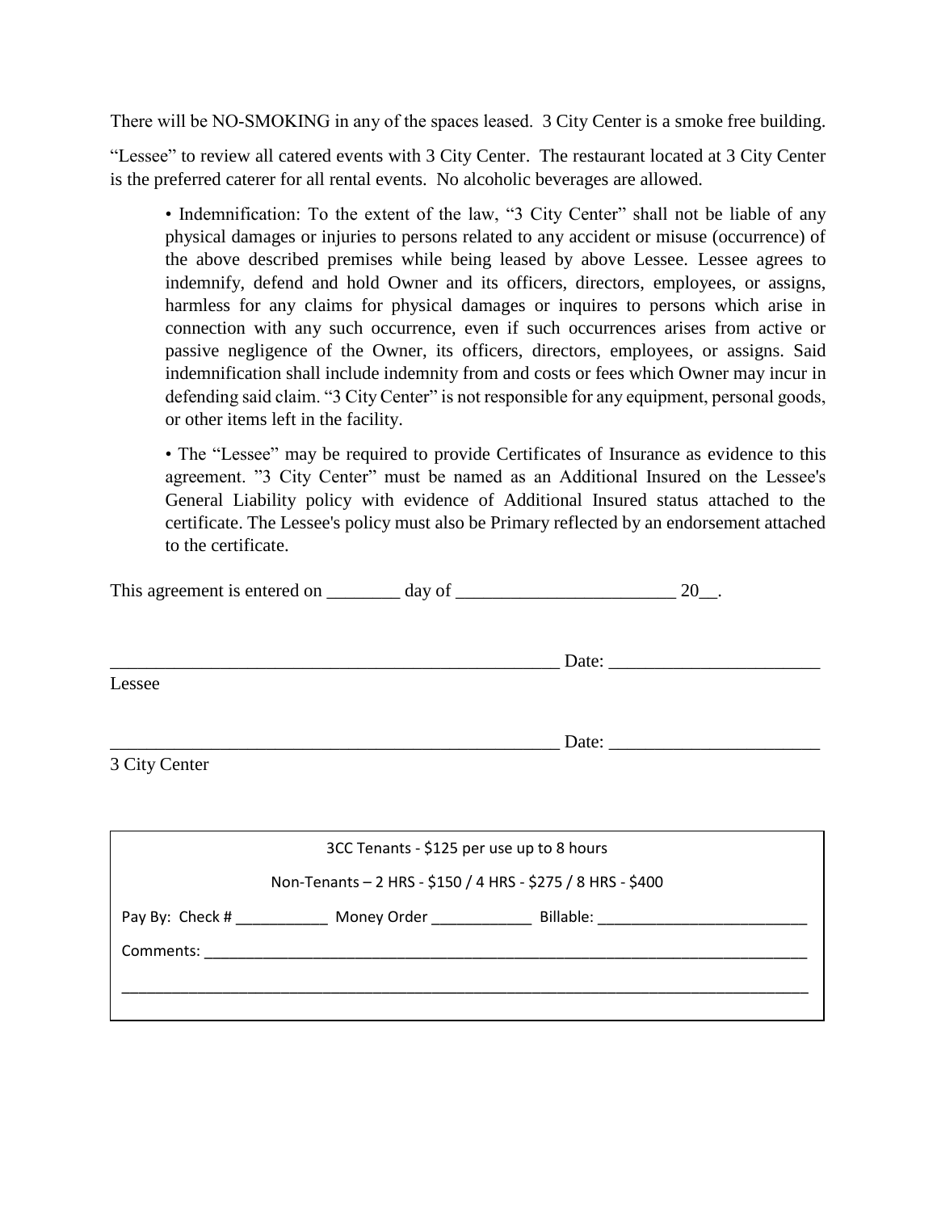There will be NO-SMOKING in any of the spaces leased. 3 City Center is a smoke free building.

"Lessee" to review all catered events with 3 City Center. The restaurant located at 3 City Center is the preferred caterer for all rental events. No alcoholic beverages are allowed.

- Indemnification: To the extent of the law, "3 City Center" shall not be liable of any physical damages or injuries to persons related to any accident or misuse (occurrence) of the above described premises while being leased by above Lessee. Lessee agrees to indemnify, defend and hold Owner and its officers, directors, employees, or assigns, harmless for any claims for physical damages or inquires to persons which arise in connection with any such occurrence, even if such occurrences arises from active or passive negligence of the Owner, its officers, directors, employees, or assigns. Said indemnification shall include indemnity from and costs or fees which Owner may incur in defending said claim. "3 City Center" is not responsible for any equipment, personal goods, or other items left in the facility.

- The "Lessee" may be required to provide Certificates of Insurance as evidence to this agreement. "3 City Center" must be named as an Additional Insured on the Lessee's General Liability policy with evidence of Additional Insured status attached to the certificate. The Lessee's policy must also be Primary reflected by an endorsement attached to the certificate.

This agreement is entered on ________ day of ________________________ 20__.

__________________________________________________ Date: _______________________

Lessee

__________________________________________________ Date: _______________________

3 City Center

3CC Tenants - $125 per use up to 8 hours

Non-Tenants – 2 HRS - $150 / 4 HRS - $275 / 8 HRS - $400

Pay By: Check # ___________ Money Order ____________ Billable: _________________________

Comments: ___________________________________________________________________________

_____________________________________________________________________________________